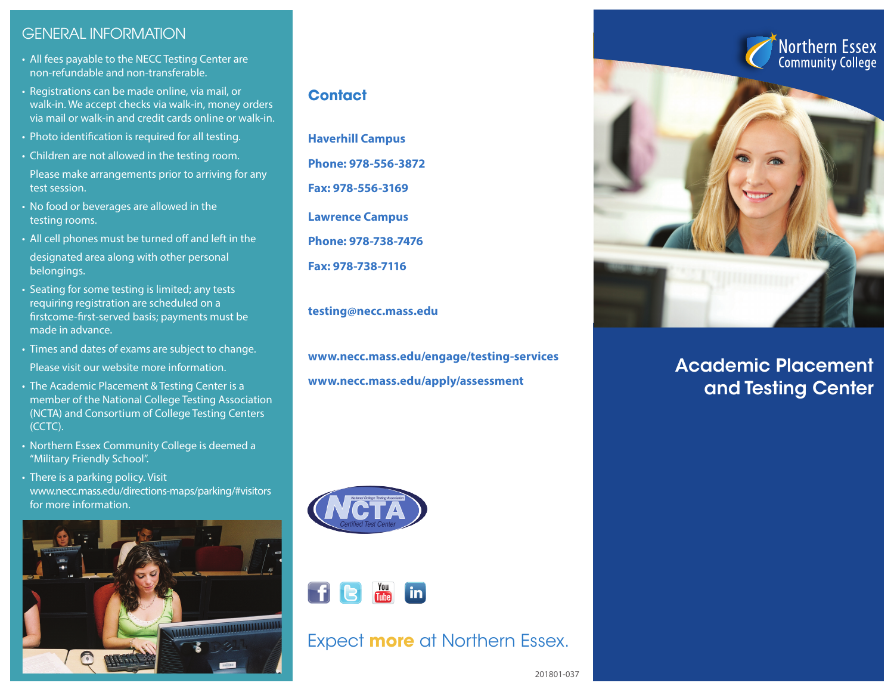## GENERAL INFORMATION

- All fees payable to the NECC Testing Center are non-refundable and non-transferable.
- Registrations can be made online, via mail, or walk-in. We accept checks via walk-in, money orders via mail or walk-in and credit cards online or walk-in.
- Photo identification is required for all testing.
- Children are not allowed in the testing room.

  Please make arrangements prior to arriving for any test session.
- No food or beverages are allowed in the testing rooms.
- All cell phones must be turned off and left in the

  designated area along with other personal belongings.
- Seating for some testing is limited; any tests requiring registration are scheduled on a firstcome-first-served basis; payments must be made in advance.
- Times and dates of exams are subject to change.

  Please visit our website more information.
- The Academic Placement & Testing Center is a member of the National College Testing Association (NCTA) and Consortium of College Testing Centers (CCTC).
- Northern Essex Community College is deemed a "Military Friendly School".
- There is a parking policy. Visit www.necc.mass.edu/directions-maps/parking/#visitors for more information.

## Contact

**Haverhill Campus**

**Phone: 978-556-3872**

**Fax: 978-556-3169**

**Lawrence Campus**

**Phone: 978-738-7476**

**Fax: 978-738-7116**

**testing@necc.mass.edu**

**www.necc.mass.edu/engage/testing-services**

**www.necc.mass.edu/apply/assessment**

NCTA National College Testing Association Certified Test Center

Expect **more** at Northern Essex.

201801-037

Northern Essex Community College

# Academic Placement and Testing Center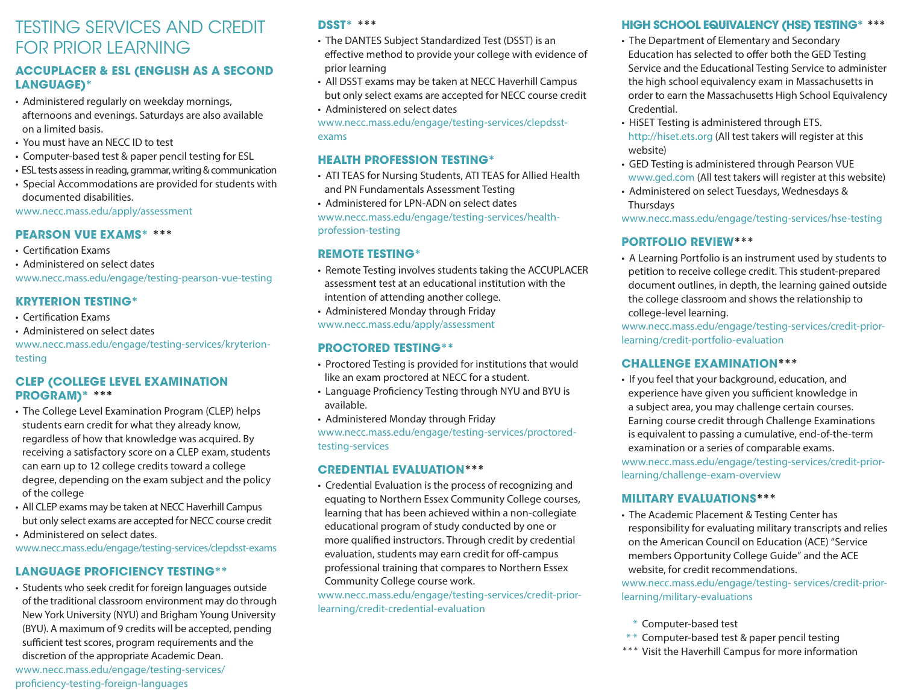# TESTING SERVICES AND CREDIT FOR PRIOR LEARNING

## ACCUPLACER & ESL (ENGLISH AS A SECOND LANGUAGE)*

- Administered regularly on weekday mornings, afternoons and evenings. Saturdays are also available on a limited basis.
- You must have an NECC ID to test
- Computer-based test & paper pencil testing for ESL
- ESL tests assess in reading, grammar, writing & communication
- Special Accommodations are provided for students with documented disabilities.

www.necc.mass.edu/apply/assessment

## PEARSON VUE EXAMS* ***

- Certification Exams
- Administered on select dates

www.necc.mass.edu/engage/testing-pearson-vue-testing

## KRYTERION TESTING*

- Certification Exams
- Administered on select dates

www.necc.mass.edu/engage/testing-services/kryterion-testing

## CLEP (COLLEGE LEVEL EXAMINATION PROGRAM)* ***

- The College Level Examination Program (CLEP) helps students earn credit for what they already know, regardless of how that knowledge was acquired. By receiving a satisfactory score on a CLEP exam, students can earn up to 12 college credits toward a college degree, depending on the exam subject and the policy of the college
- All CLEP exams may be taken at NECC Haverhill Campus but only select exams are accepted for NECC course credit
- Administered on select dates.

www.necc.mass.edu/engage/testing-services/clepdsst-exams

## LANGUAGE PROFICIENCY TESTING**

- Students who seek credit for foreign languages outside of the traditional classroom environment may do through New York University (NYU) and Brigham Young University (BYU). A maximum of 9 credits will be accepted, pending sufficient test scores, program requirements and the discretion of the appropriate Academic Dean.

www.necc.mass.edu/engage/testing-services/proficiency-testing-foreign-languages

## DSST* ***

- The DANTES Subject Standardized Test (DSST) is an effective method to provide your college with evidence of prior learning
- All DSST exams may be taken at NECC Haverhill Campus but only select exams are accepted for NECC course credit
- Administered on select dates

www.necc.mass.edu/engage/testing-services/clepdsst-exams

## HEALTH PROFESSION TESTING*

- ATI TEAS for Nursing Students, ATI TEAS for Allied Health and PN Fundamentals Assessment Testing
- Administered for LPN-ADN on select dates

www.necc.mass.edu/engage/testing-services/health-profession-testing

## REMOTE TESTING*

- Remote Testing involves students taking the ACCUPLACER assessment test at an educational institution with the intention of attending another college.
- Administered Monday through Friday

www.necc.mass.edu/apply/assessment

## PROCTORED TESTING**

- Proctored Testing is provided for institutions that would like an exam proctored at NECC for a student.
- Language Proficiency Testing through NYU and BYU is available.
- Administered Monday through Friday

www.necc.mass.edu/engage/testing-services/proctored-testing-services

## CREDENTIAL EVALUATION***

- Credential Evaluation is the process of recognizing and equating to Northern Essex Community College courses, learning that has been achieved within a non-collegiate educational program of study conducted by one or more qualified instructors. Through credit by credential evaluation, students may earn credit for off-campus professional training that compares to Northern Essex Community College course work.

www.necc.mass.edu/engage/testing-services/credit-prior-learning/credit-credential-evaluation

## HIGH SCHOOL EQUIVALENCY (HSE) TESTING* ***

- The Department of Elementary and Secondary Education has selected to offer both the GED Testing Service and the Educational Testing Service to administer the high school equivalency exam in Massachusetts in order to earn the Massachusetts High School Equivalency Credential.
- HiSET Testing is administered through ETS. http://hiset.ets.org (All test takers will register at this website)
- GED Testing is administered through Pearson VUE www.ged.com (All test takers will register at this website)
- Administered on select Tuesdays, Wednesdays & Thursdays

www.necc.mass.edu/engage/testing-services/hse-testing

## PORTFOLIO REVIEW***

- A Learning Portfolio is an instrument used by students to petition to receive college credit. This student-prepared document outlines, in depth, the learning gained outside the college classroom and shows the relationship to college-level learning.

www.necc.mass.edu/engage/testing-services/credit-prior-learning/credit-portfolio-evaluation

## CHALLENGE EXAMINATION***

- If you feel that your background, education, and experience have given you sufficient knowledge in a subject area, you may challenge certain courses. Earning course credit through Challenge Examinations is equivalent to passing a cumulative, end-of-the-term examination or a series of comparable exams.

www.necc.mass.edu/engage/testing-services/credit-prior-learning/challenge-exam-overview

## MILITARY EVALUATIONS***

- The Academic Placement & Testing Center has responsibility for evaluating military transcripts and relies on the American Council on Education (ACE) "Service members Opportunity College Guide" and the ACE website, for credit recommendations.

www.necc.mass.edu/engage/testing- services/credit-prior-learning/military-evaluations

\* Computer-based test
** Computer-based test & paper pencil testing
*** Visit the Haverhill Campus for more information